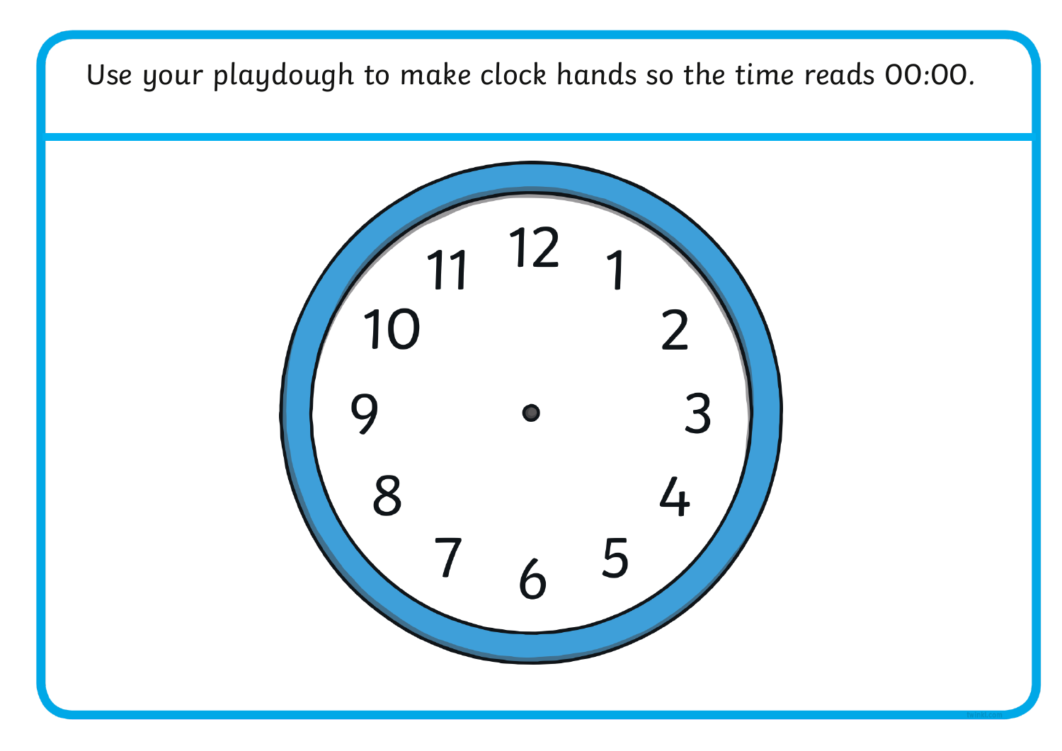Use your playdough to make clock hands so the time reads 00:00.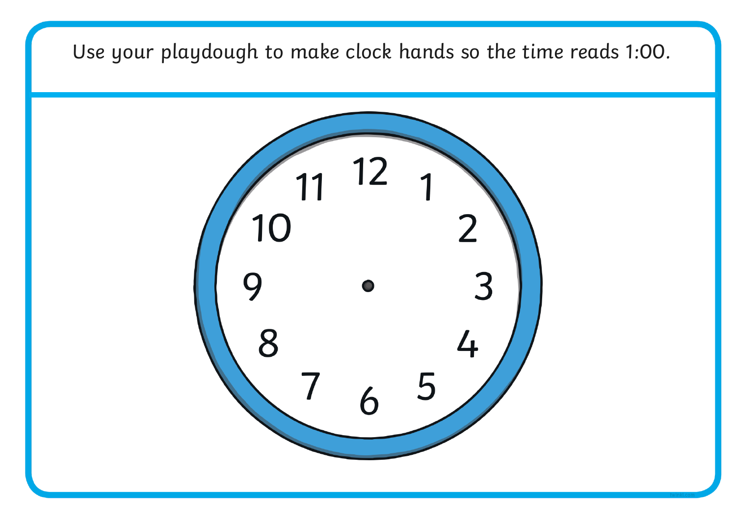Use your playdough to make clock hands so the time reads 1:00.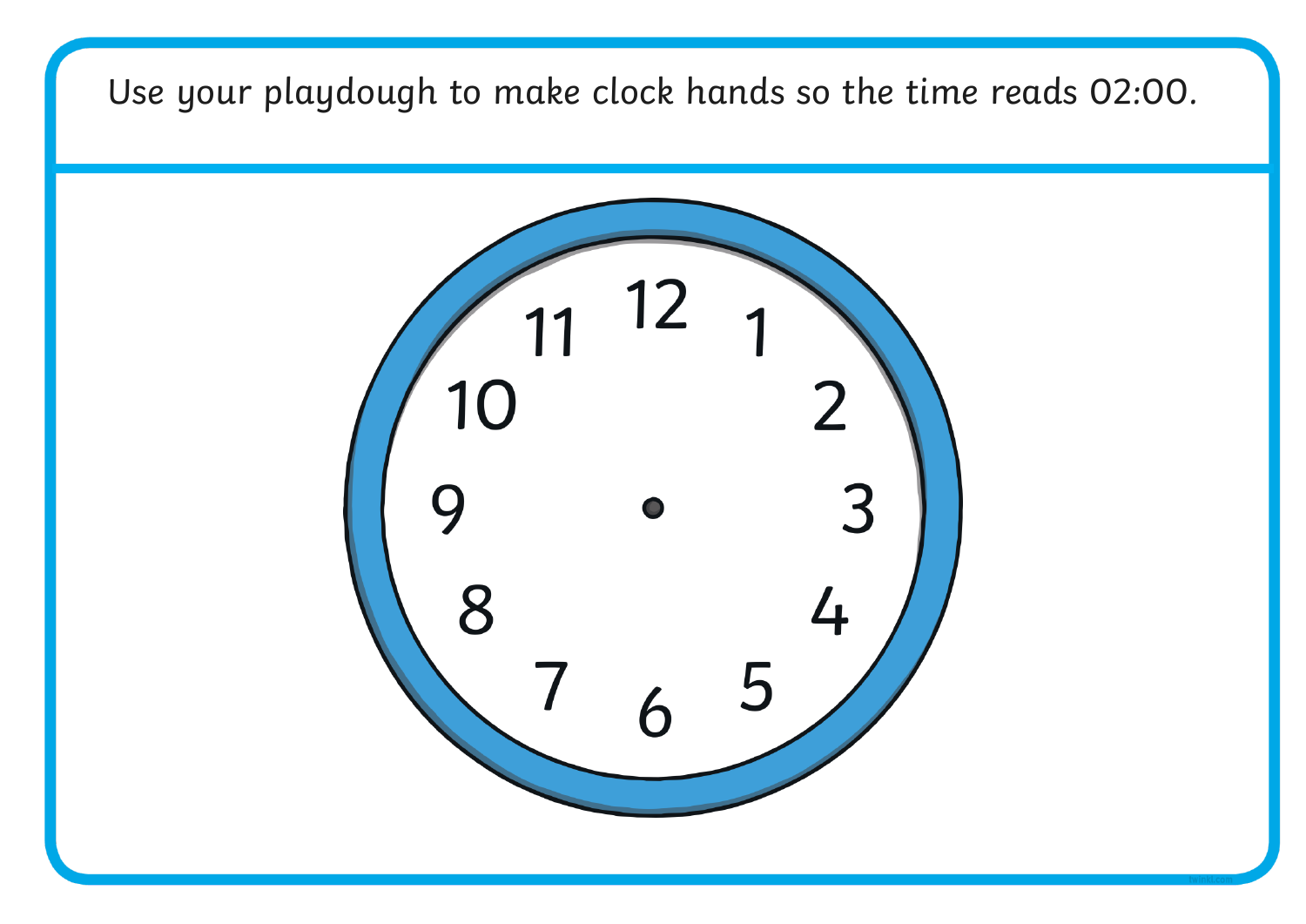Use your playdough to make clock hands so the time reads 02:00.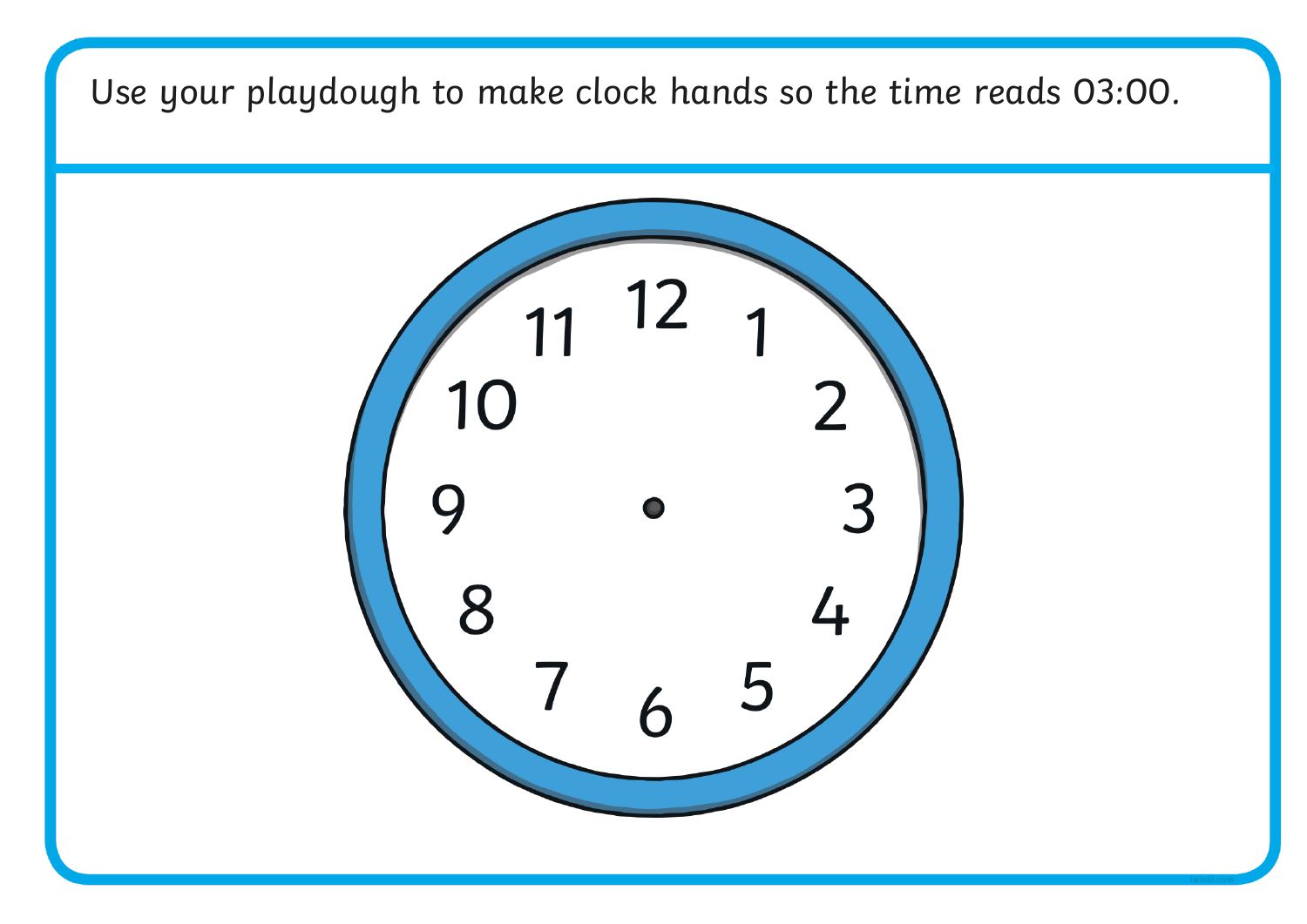Use your playdough to make clock hands so the time reads 03:00.

12 1 2 3 4 5 6 7 8 9 10 11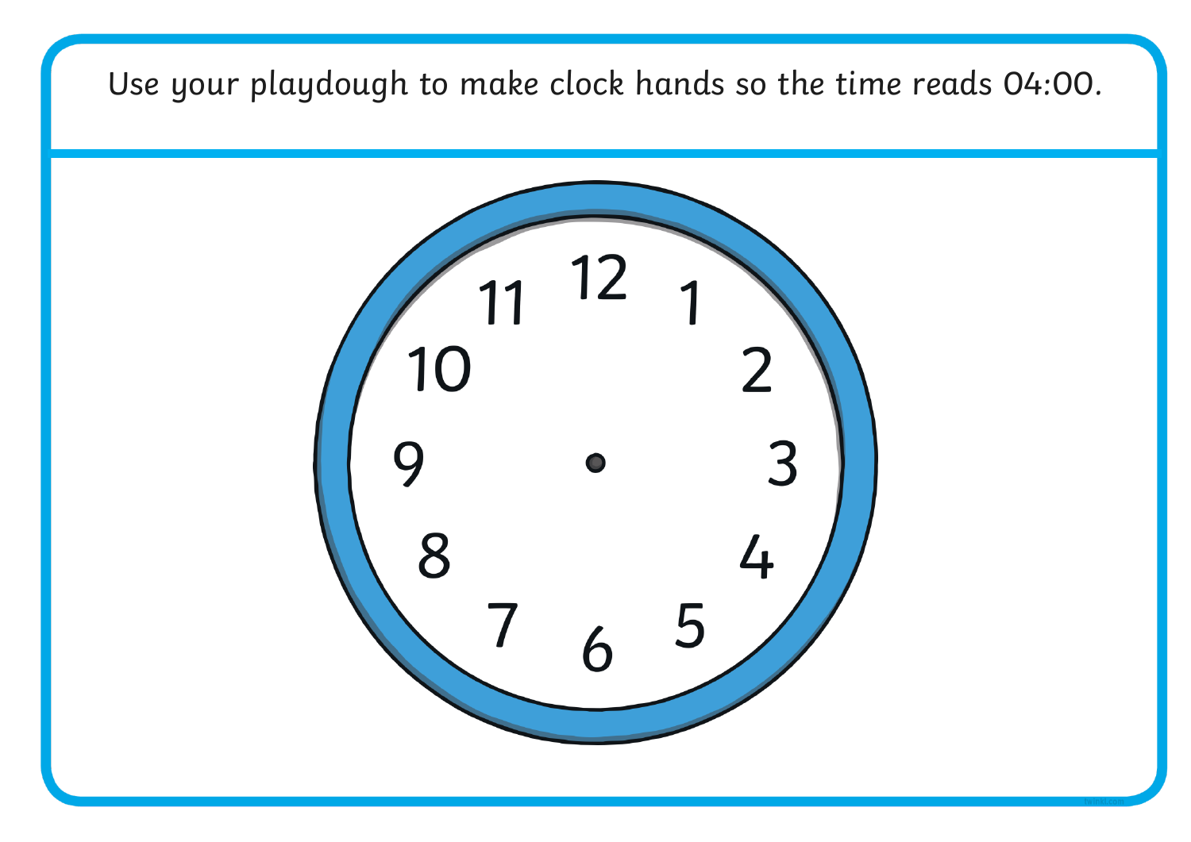Use your playdough to make clock hands so the time reads 04:00.

12
1
2
3
4
5
6
7
8
9
10
11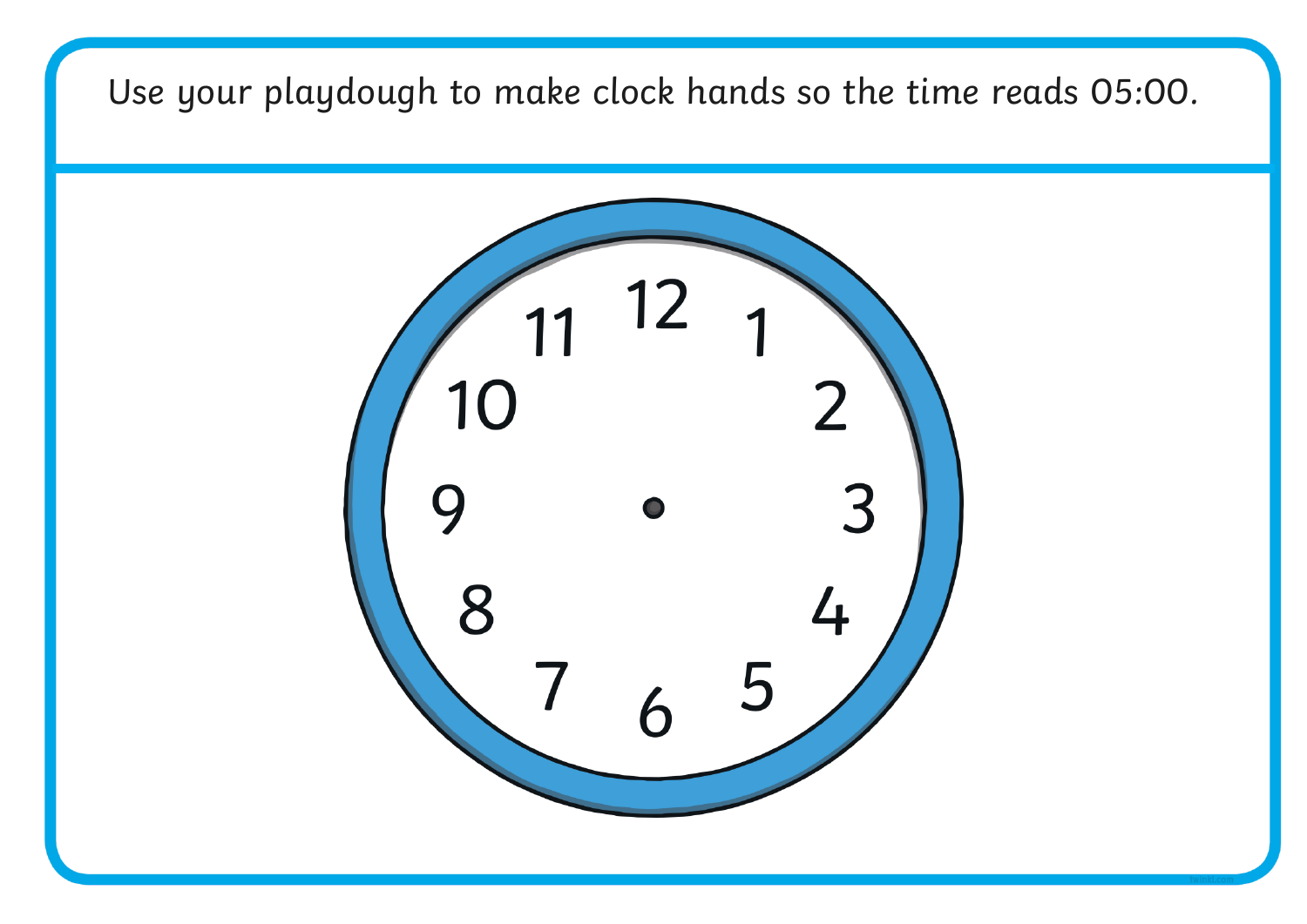Use your playdough to make clock hands so the time reads 05:00.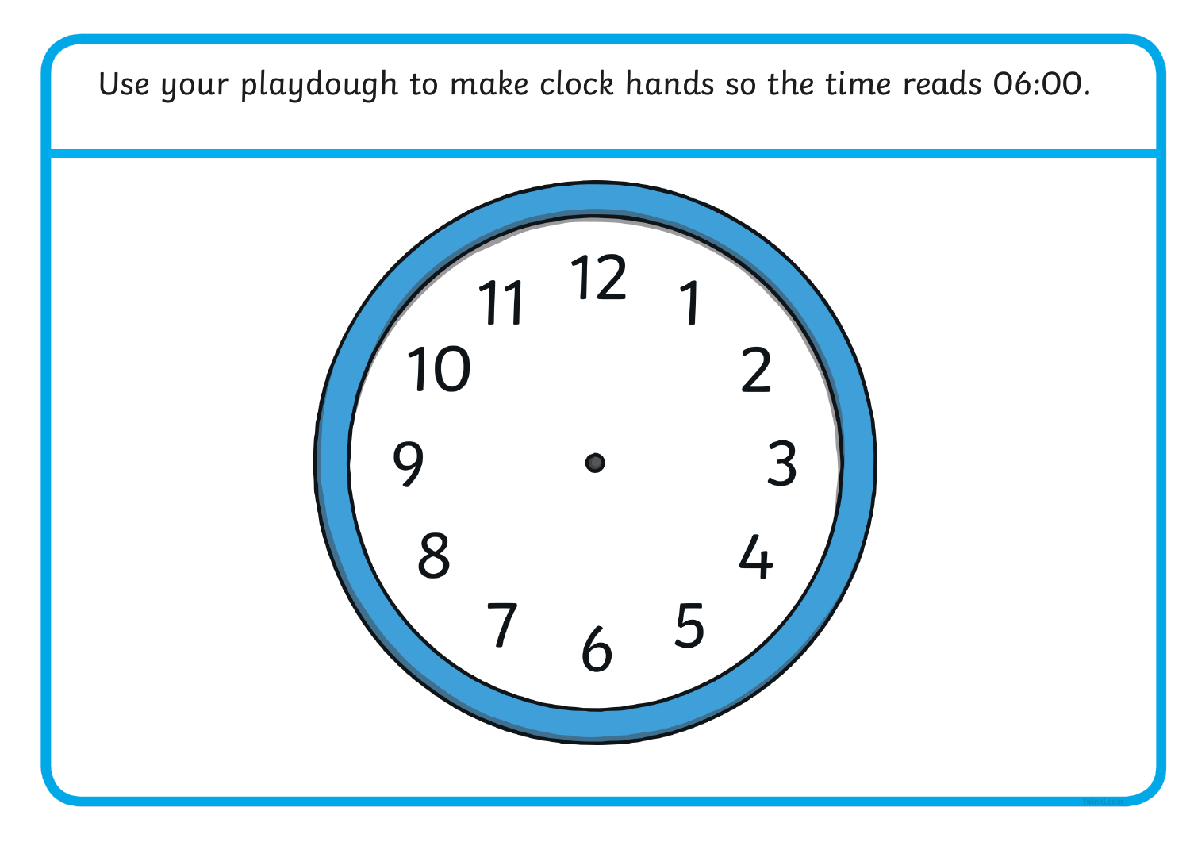Use your playdough to make clock hands so the time reads 06:00.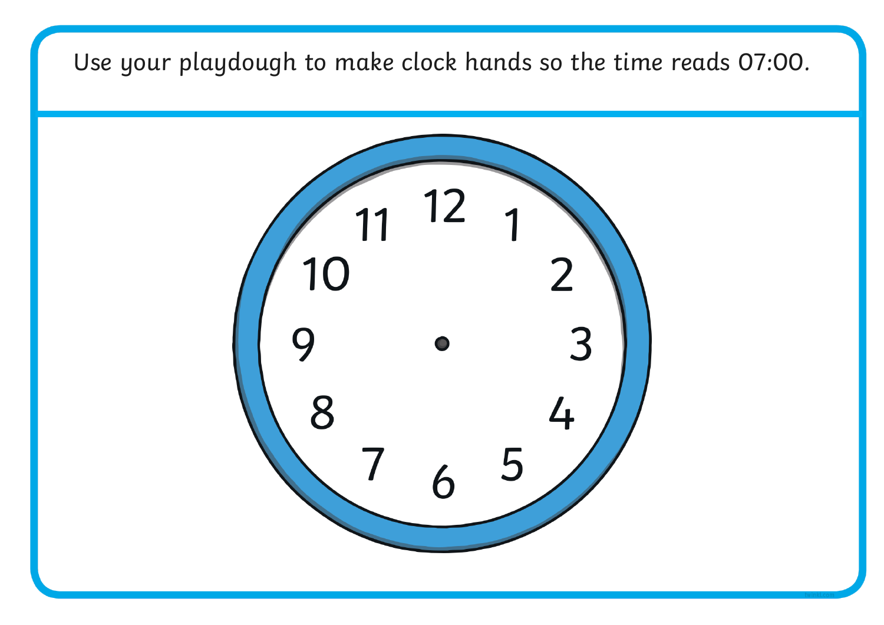Use your playdough to make clock hands so the time reads 07:00.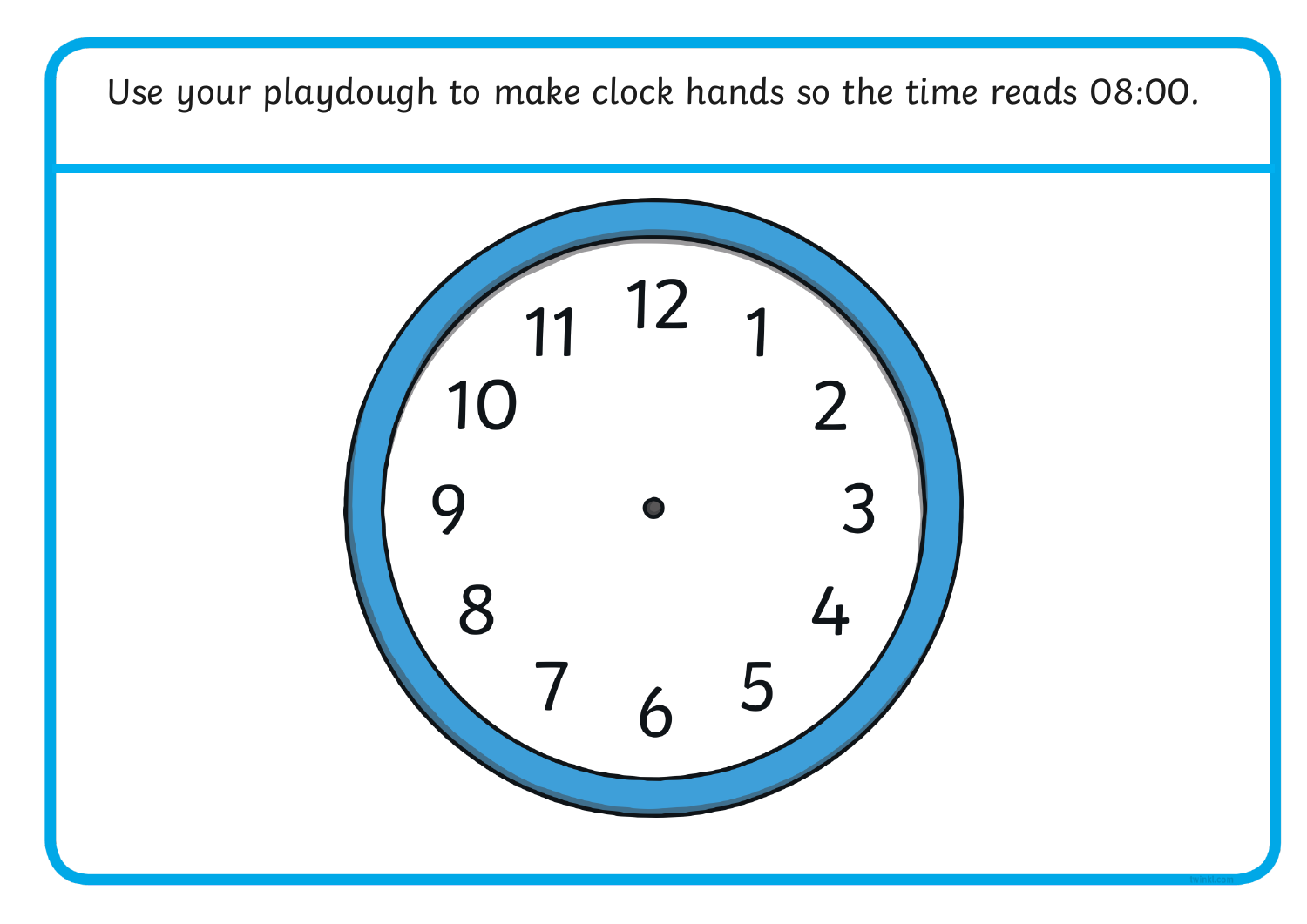Use your playdough to make clock hands so the time reads 08:00.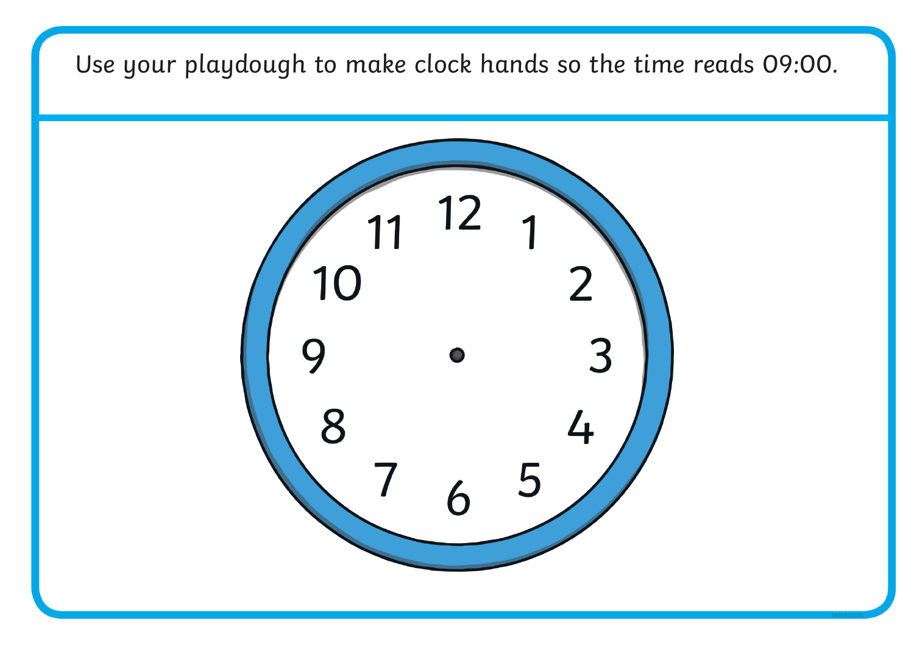Use your playdough to make clock hands so the time reads 09:00.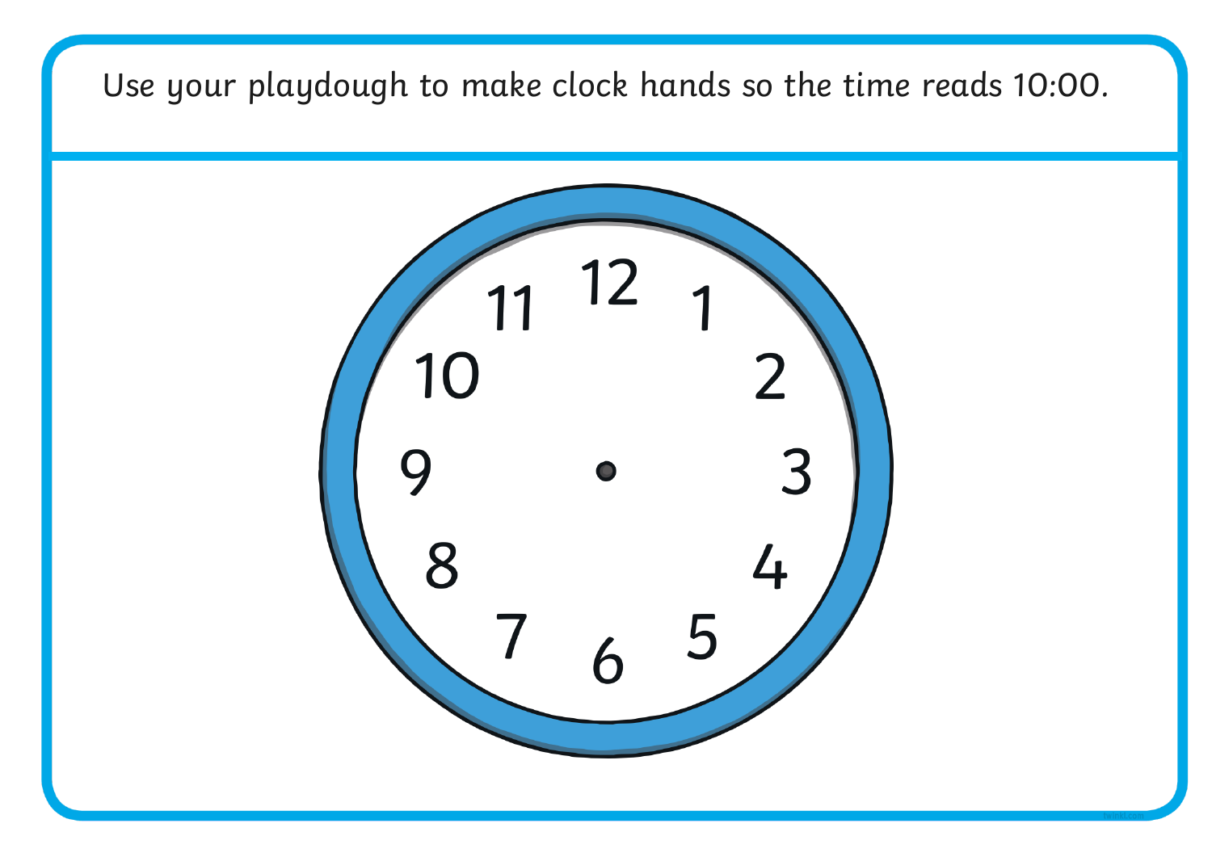Use your playdough to make clock hands so the time reads 10:00.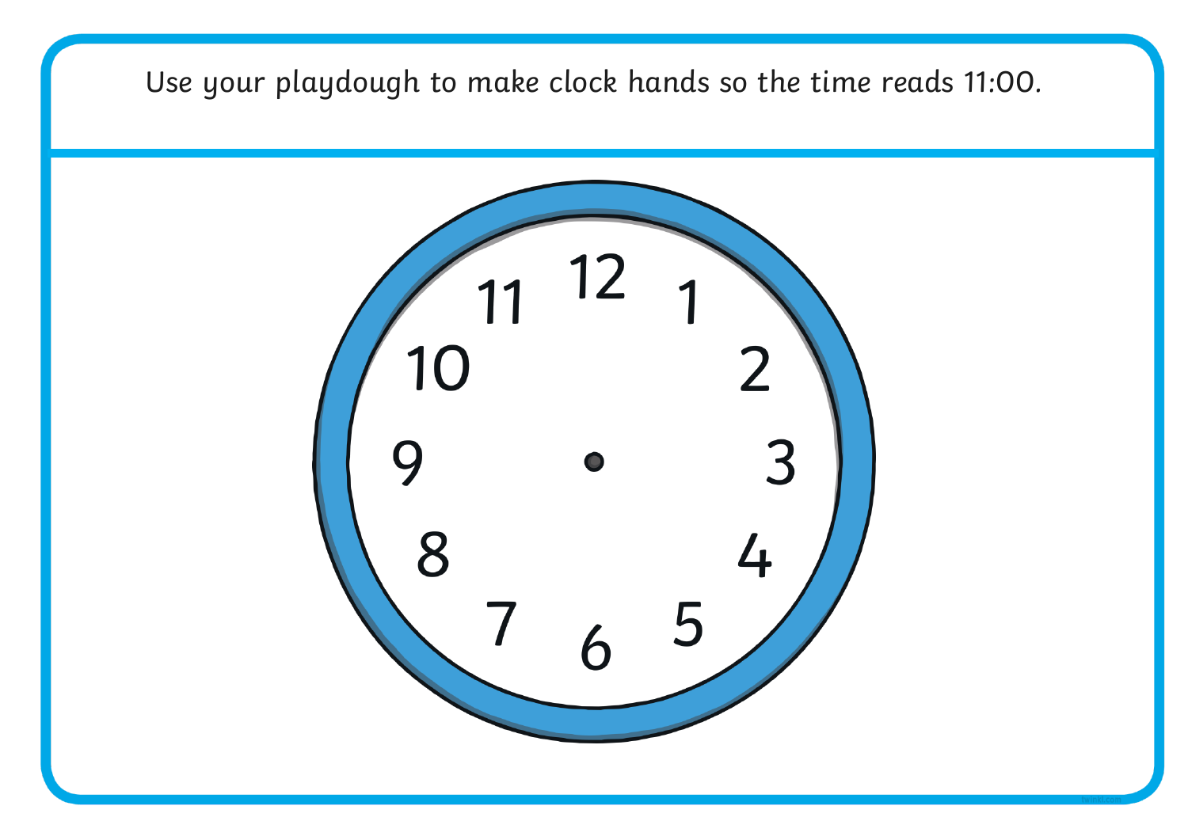Use your playdough to make clock hands so the time reads 11:00.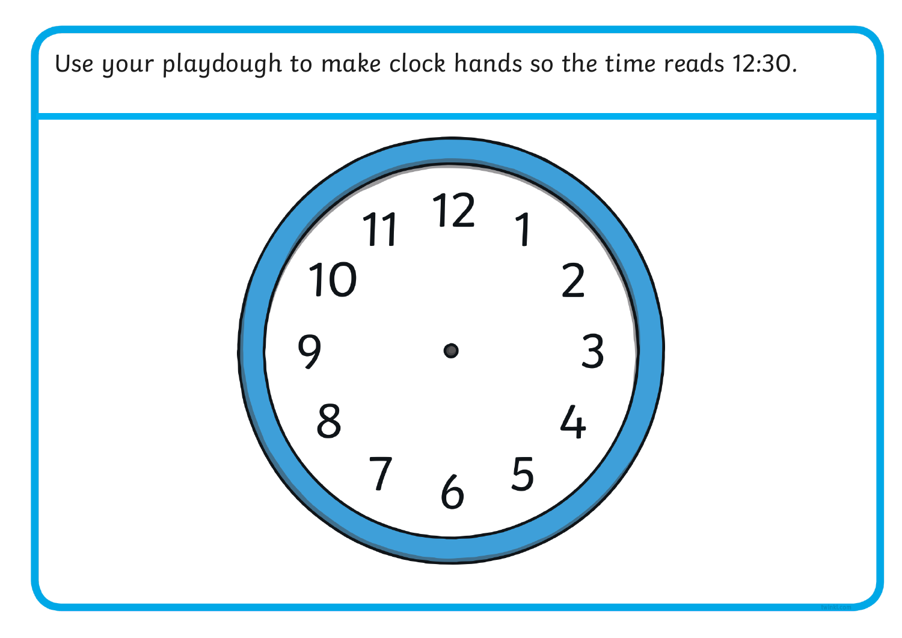Use your playdough to make clock hands so the time reads 12:30.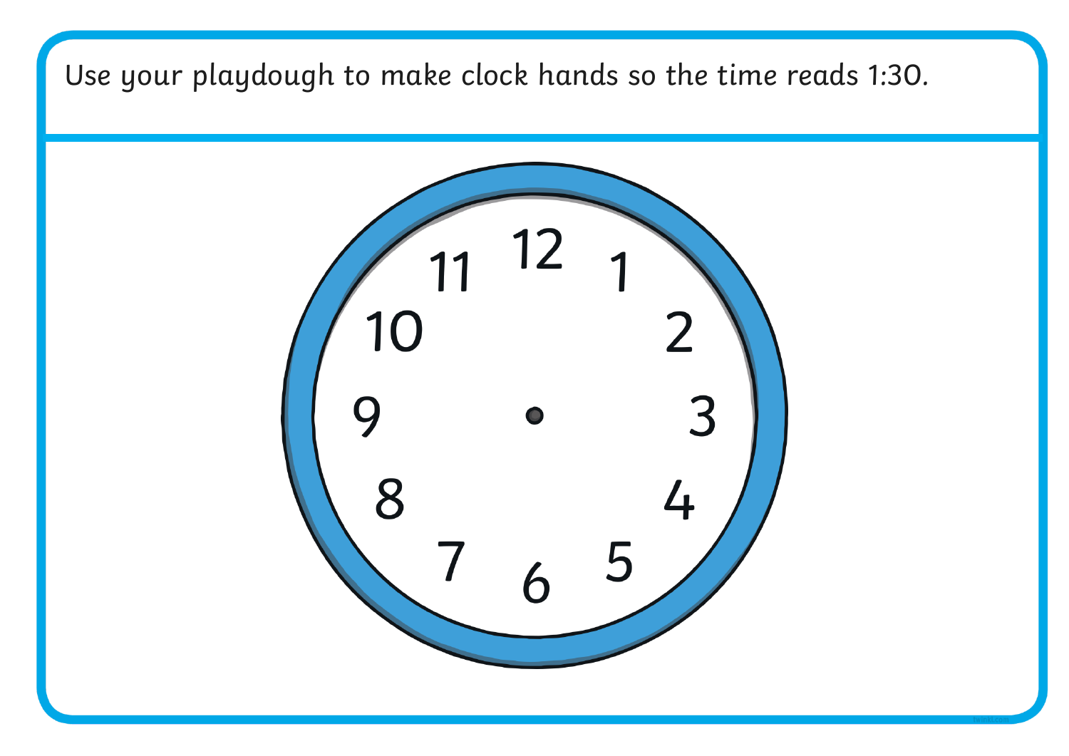Use your playdough to make clock hands so the time reads 1:30.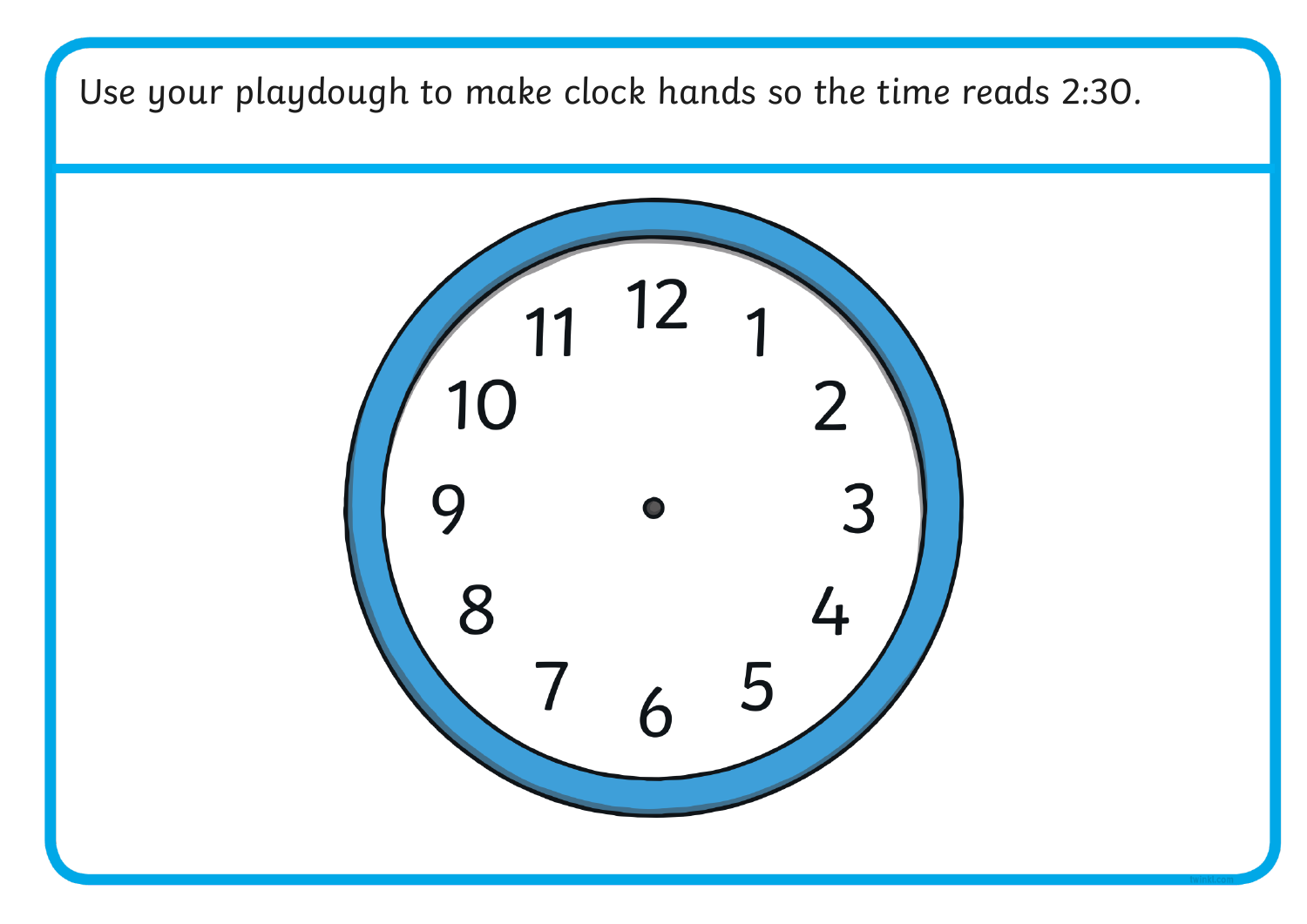Use your playdough to make clock hands so the time reads 2:30.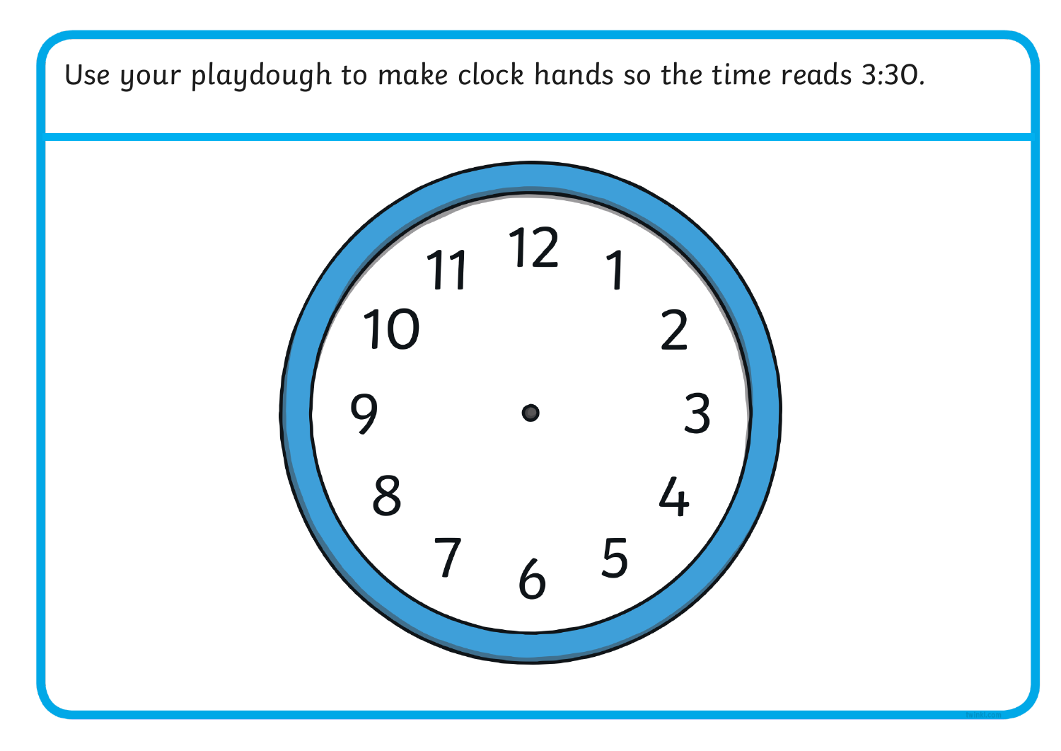Use your playdough to make clock hands so the time reads 3:30.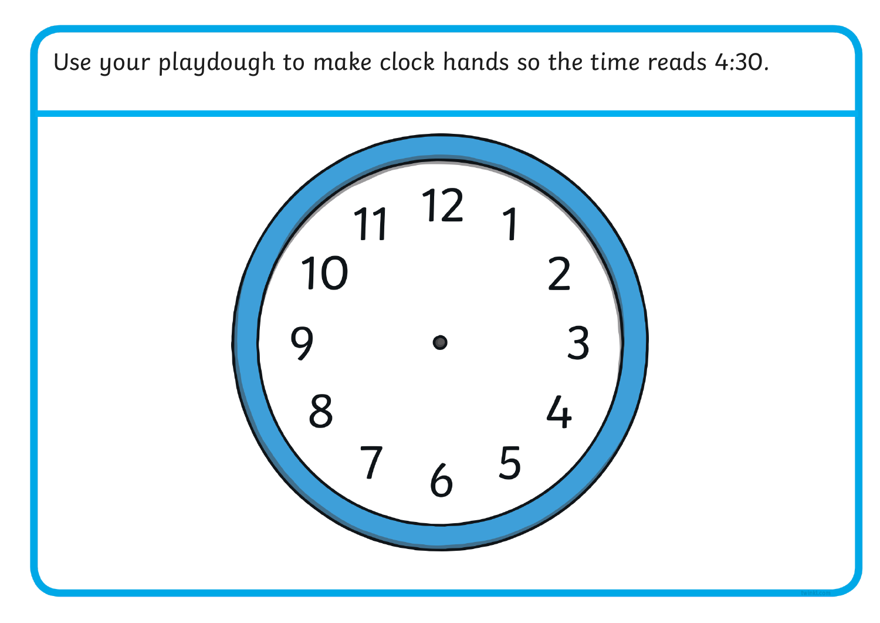Use your playdough to make clock hands so the time reads 4:30.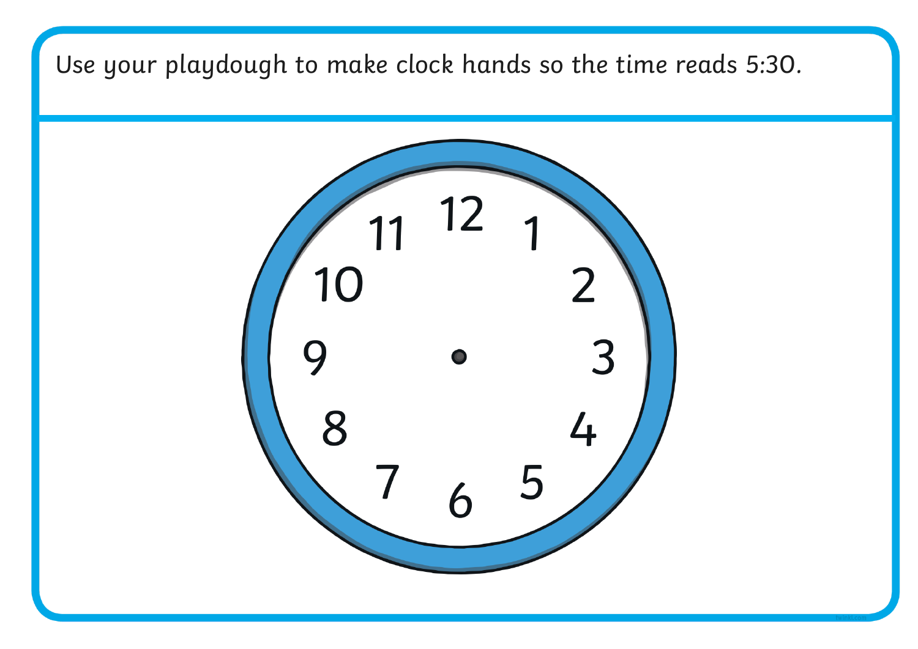Use your playdough to make clock hands so the time reads 5:30.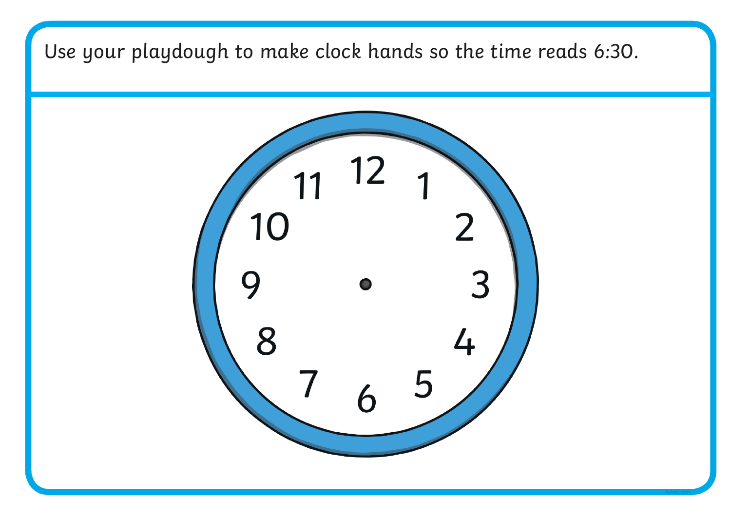Use your playdough to make clock hands so the time reads 6:30.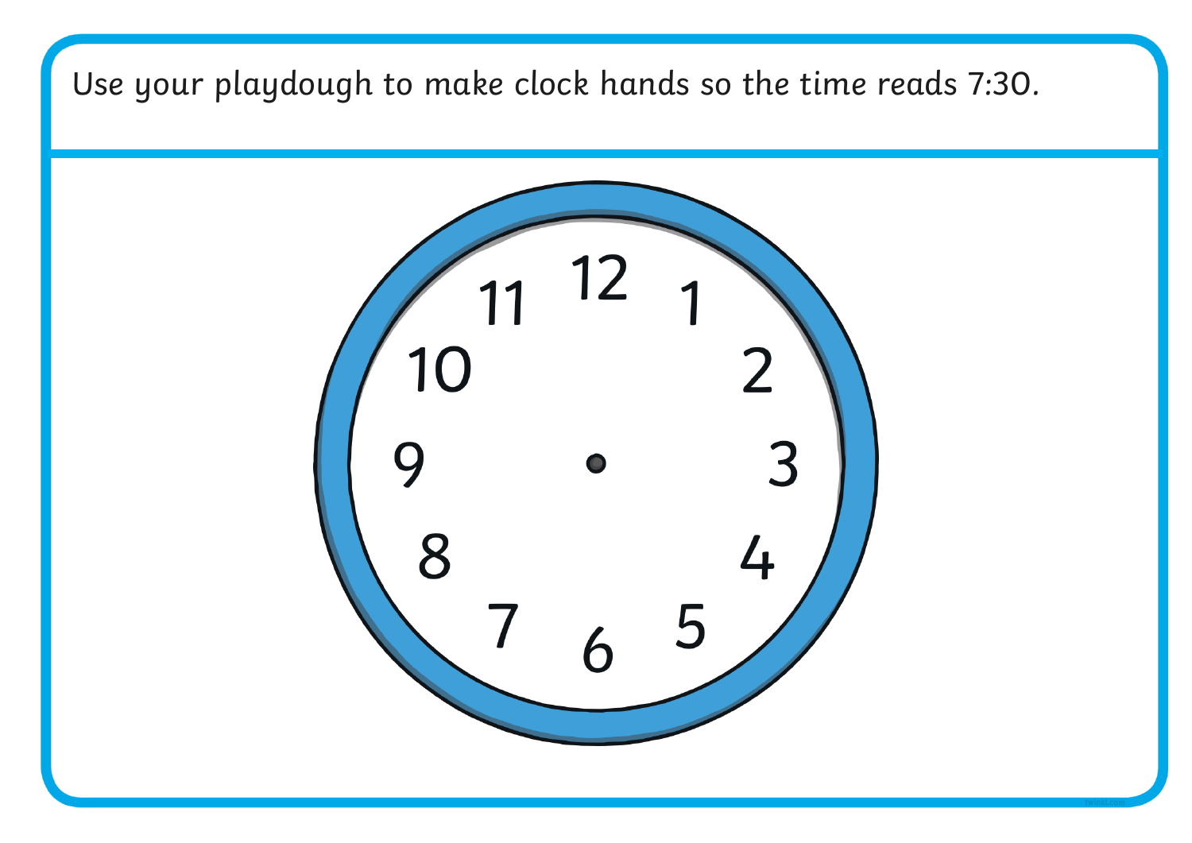Use your playdough to make clock hands so the time reads 7:30.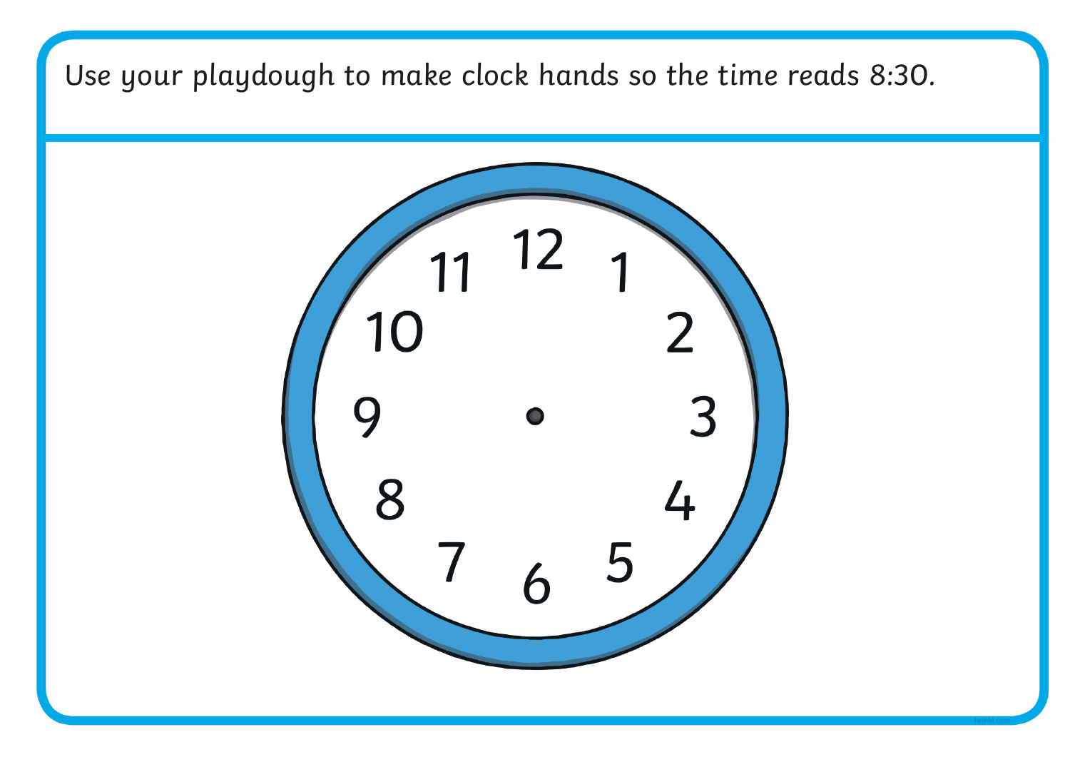Use your playdough to make clock hands so the time reads 8:30.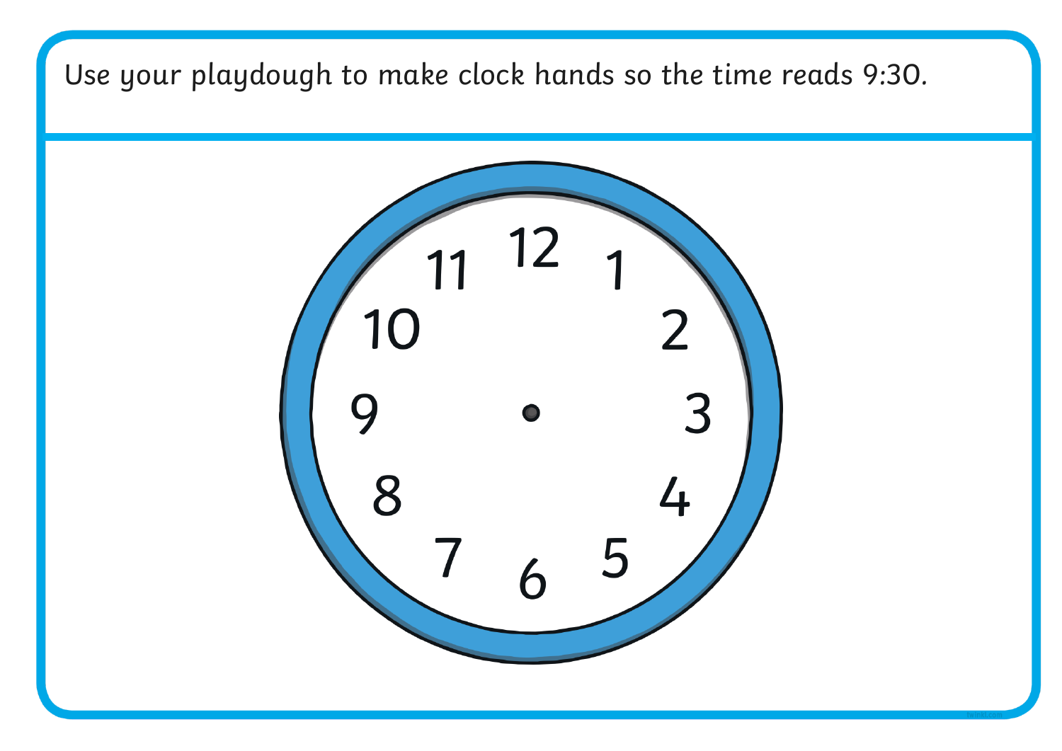Use your playdough to make clock hands so the time reads 9:30.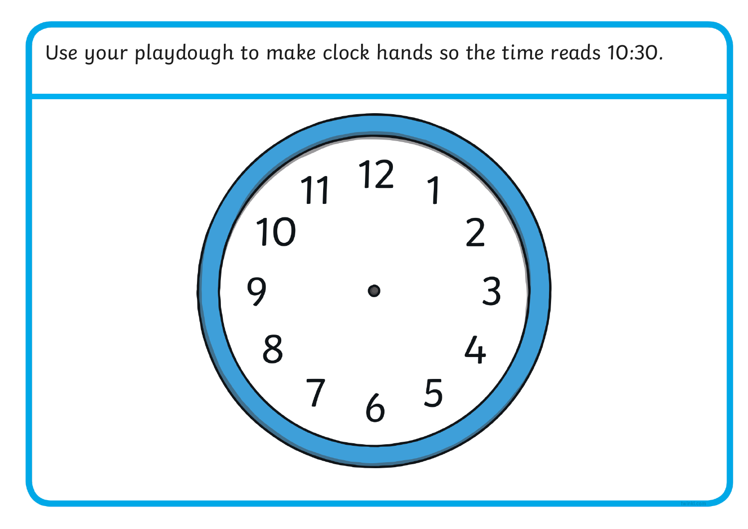Use your playdough to make clock hands so the time reads 10:30.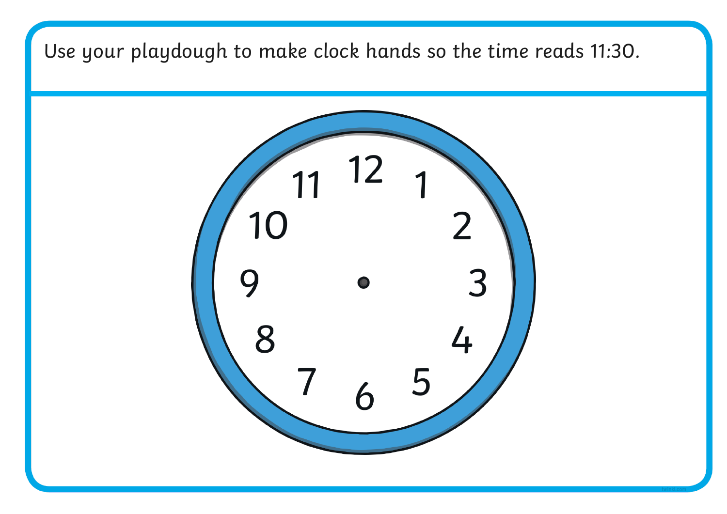Use your playdough to make clock hands so the time reads 11:30.

12
1
2
3
4
5
6
7
8
9
10
11